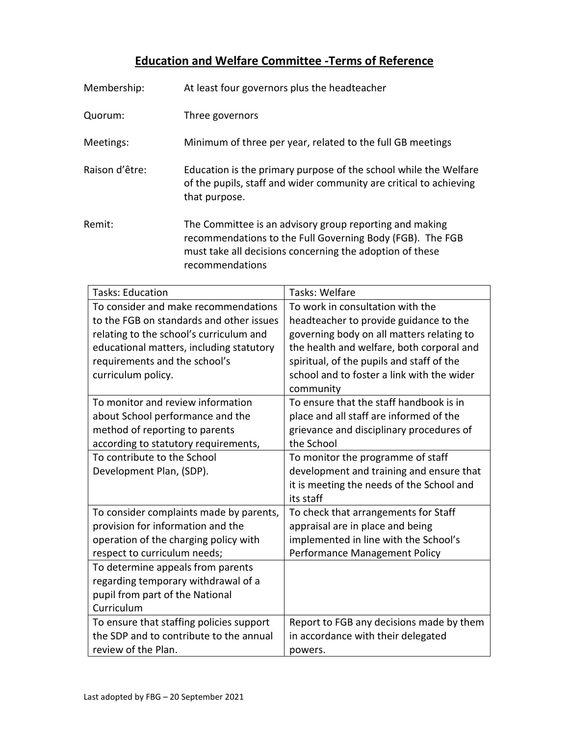# Education and Welfare Committee -Terms of Reference

Membership: At least four governors plus the headteacher

Quorum: Three governors

Meetings: Minimum of three per year, related to the full GB meetings

Raison d'être: Education is the primary purpose of the school while the Welfare of the pupils, staff and wider community are critical to achieving that purpose.

Remit: The Committee is an advisory group reporting and making recommendations to the Full Governing Body (FGB). The FGB must take all decisions concerning the adoption of these recommendations

| Tasks: Education | Tasks: Welfare |
|---|---|
| To consider and make recommendations to the FGB on standards and other issues relating to the school's curriculum and educational matters, including statutory requirements and the school's curriculum policy. | To work in consultation with the headteacher to provide guidance to the governing body on all matters relating to the health and welfare, both corporal and spiritual, of the pupils and staff of the school and to foster a link with the wider community |
| To monitor and review information about School performance and the method of reporting to parents according to statutory requirements, | To ensure that the staff handbook is in place and all staff are informed of the grievance and disciplinary procedures of the School |
| To contribute to the School Development Plan, (SDP). | To monitor the programme of staff development and training and ensure that it is meeting the needs of the School and its staff |
| To consider complaints made by parents, provision for information and the operation of the charging policy with respect to curriculum needs; | To check that arrangements for Staff appraisal are in place and being implemented in line with the School's Performance Management Policy |
| To determine appeals from parents regarding temporary withdrawal of a pupil from part of the National Curriculum | |
| To ensure that staffing policies support the SDP and to contribute to the annual review of the Plan. | Report to FGB any decisions made by them in accordance with their delegated powers. |

Last adopted by FBG – 20 September 2021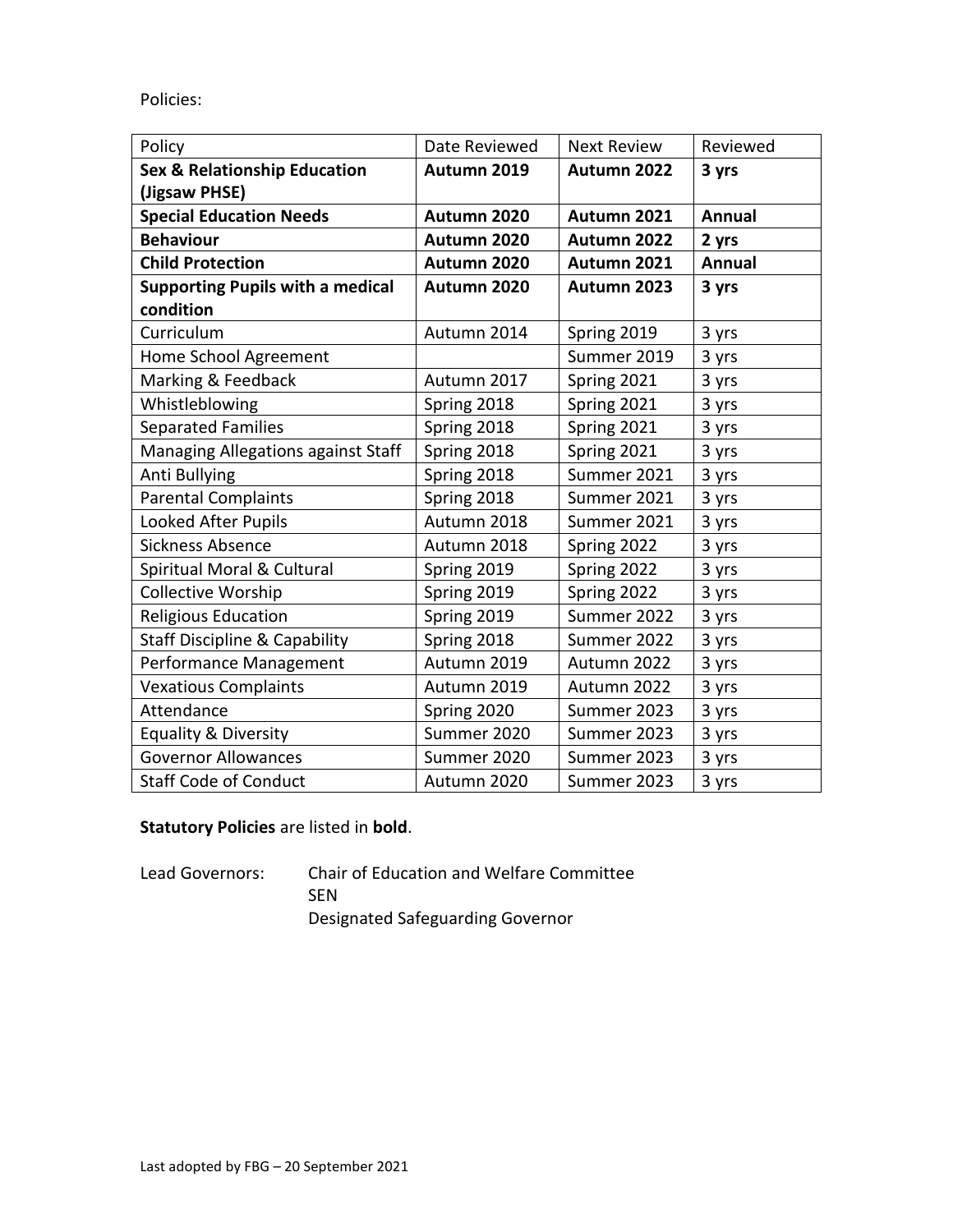Policies:

| Policy | Date Reviewed | Next Review | Reviewed |
|---|---|---|---|
| **Sex & Relationship Education (Jigsaw PHSE)** | **Autumn 2019** | **Autumn 2022** | **3 yrs** |
| **Special Education Needs** | **Autumn 2020** | **Autumn 2021** | **Annual** |
| **Behaviour** | **Autumn 2020** | **Autumn 2022** | **2 yrs** |
| **Child Protection** | **Autumn 2020** | **Autumn 2021** | **Annual** |
| **Supporting Pupils with a medical condition** | **Autumn 2020** | **Autumn 2023** | **3 yrs** |
| Curriculum | Autumn 2014 | Spring 2019 | 3 yrs |
| Home School Agreement | | Summer 2019 | 3 yrs |
| Marking & Feedback | Autumn 2017 | Spring 2021 | 3 yrs |
| Whistleblowing | Spring 2018 | Spring 2021 | 3 yrs |
| Separated Families | Spring 2018 | Spring 2021 | 3 yrs |
| Managing Allegations against Staff | Spring 2018 | Spring 2021 | 3 yrs |
| Anti Bullying | Spring 2018 | Summer 2021 | 3 yrs |
| Parental Complaints | Spring 2018 | Summer 2021 | 3 yrs |
| Looked After Pupils | Autumn 2018 | Summer 2021 | 3 yrs |
| Sickness Absence | Autumn 2018 | Spring 2022 | 3 yrs |
| Spiritual Moral & Cultural | Spring 2019 | Spring 2022 | 3 yrs |
| Collective Worship | Spring 2019 | Spring 2022 | 3 yrs |
| Religious Education | Spring 2019 | Summer 2022 | 3 yrs |
| Staff Discipline & Capability | Spring 2018 | Summer 2022 | 3 yrs |
| Performance Management | Autumn 2019 | Autumn 2022 | 3 yrs |
| Vexatious Complaints | Autumn 2019 | Autumn 2022 | 3 yrs |
| Attendance | Spring 2020 | Summer 2023 | 3 yrs |
| Equality & Diversity | Summer 2020 | Summer 2023 | 3 yrs |
| Governor Allowances | Summer 2020 | Summer 2023 | 3 yrs |
| Staff Code of Conduct | Autumn 2020 | Summer 2023 | 3 yrs |

**Statutory Policies** are listed in **bold**.

Lead Governors: Chair of Education and Welfare Committee
SEN
Designated Safeguarding Governor

Last adopted by FBG – 20 September 2021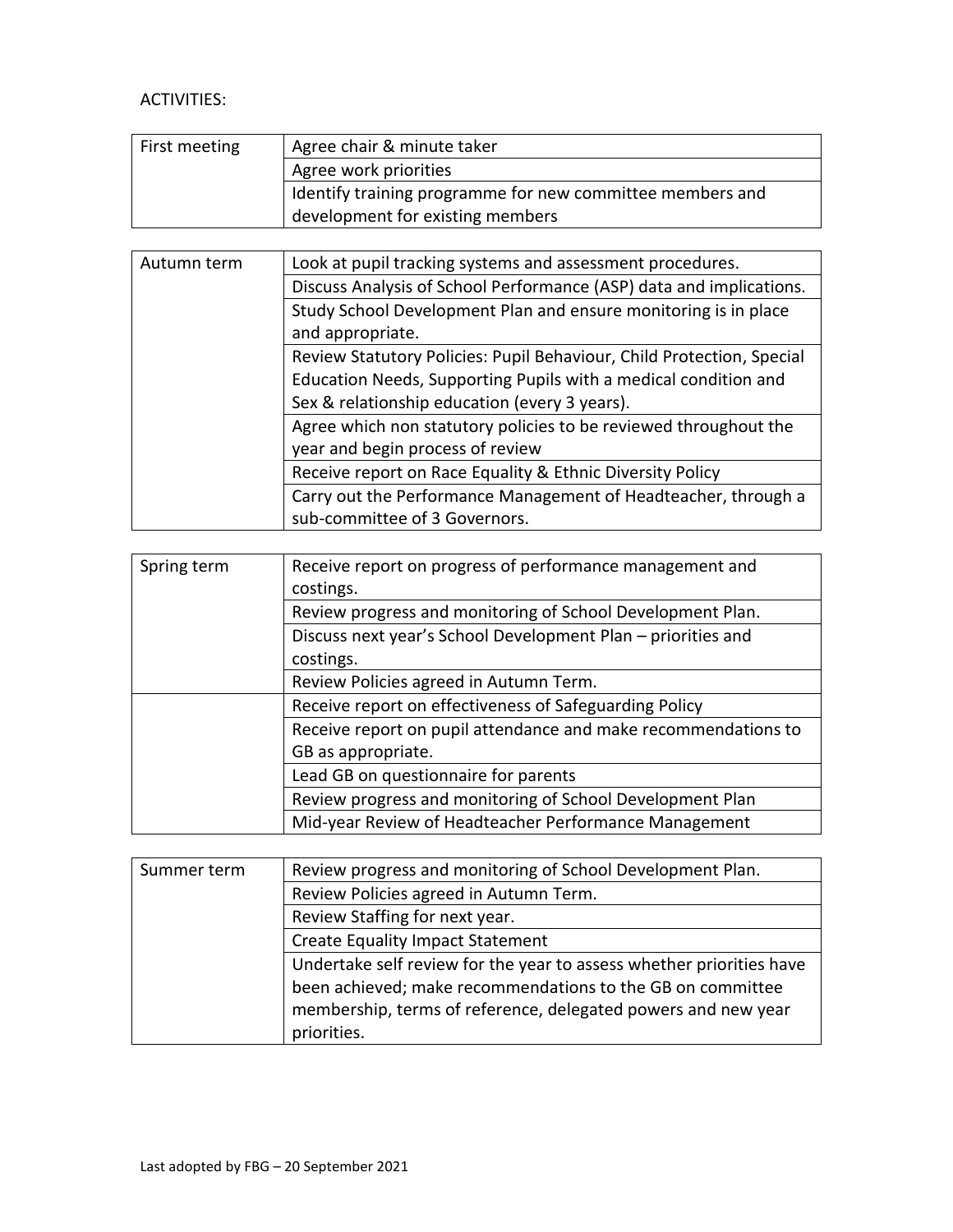ACTIVITIES:

| | |
|---|---|
| First meeting | Agree chair & minute taker |
| | Agree work priorities |
| | Identify training programme for new committee members and development for existing members |

| | |
|---|---|
| Autumn term | Look at pupil tracking systems and assessment procedures. |
| | Discuss Analysis of School Performance (ASP) data and implications. |
| | Study School Development Plan and ensure monitoring is in place and appropriate. |
| | Review Statutory Policies: Pupil Behaviour, Child Protection, Special Education Needs, Supporting Pupils with a medical condition and Sex & relationship education (every 3 years). |
| | Agree which non statutory policies to be reviewed throughout the year and begin process of review |
| | Receive report on Race Equality & Ethnic Diversity Policy |
| | Carry out the Performance Management of Headteacher, through a sub-committee of 3 Governors. |

| | |
|---|---|
| Spring term | Receive report on progress of performance management and costings. |
| | Review progress and monitoring of School Development Plan. |
| | Discuss next year's School Development Plan – priorities and costings. |
| | Review Policies agreed in Autumn Term. |
| | Receive report on effectiveness of Safeguarding Policy |
| | Receive report on pupil attendance and make recommendations to GB as appropriate. |
| | Lead GB on questionnaire for parents |
| | Review progress and monitoring of School Development Plan |
| | Mid-year Review of Headteacher Performance Management |

| | |
|---|---|
| Summer term | Review progress and monitoring of School Development Plan. |
| | Review Policies agreed in Autumn Term. |
| | Review Staffing for next year. |
| | Create Equality Impact Statement |
| | Undertake self review for the year to assess whether priorities have been achieved; make recommendations to the GB on committee membership, terms of reference, delegated powers and new year priorities. |

Last adopted by FBG – 20 September 2021